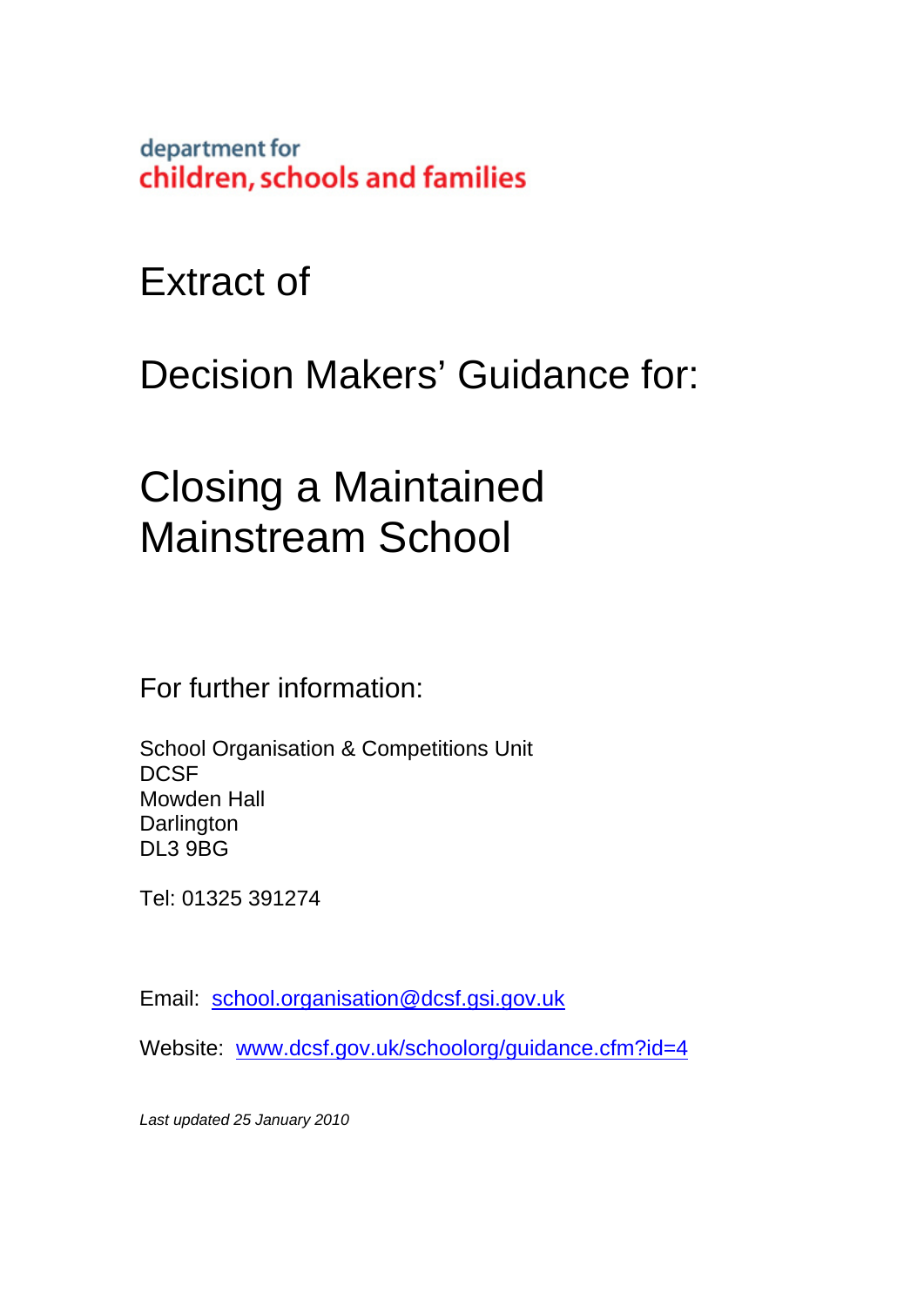department for
children, schools and families

# Extract of

# Decision Makers' Guidance for:

# Closing a Maintained Mainstream School

## For further information:

School Organisation & Competitions Unit
DCSF
Mowden Hall
Darlington
DL3 9BG

Tel: 01325 391274

Email: school.organisation@dcsf.gsi.gov.uk

Website: www.dcsf.gov.uk/schoolorg/guidance.cfm?id=4

*Last updated 25 January 2010*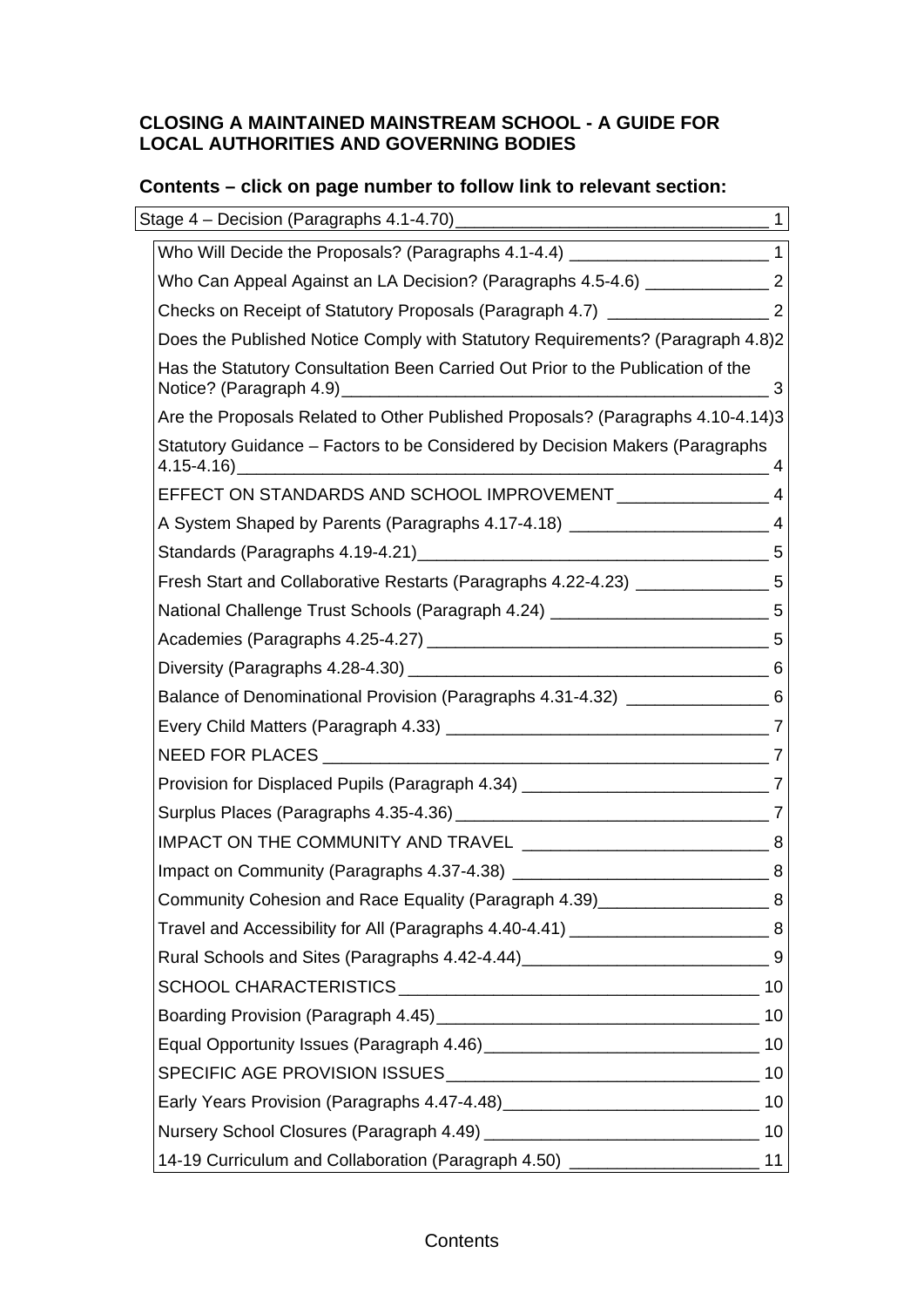**CLOSING A MAINTAINED MAINSTREAM SCHOOL - A GUIDE FOR LOCAL AUTHORITIES AND GOVERNING BODIES**

**Contents – click on page number to follow link to relevant section:**

Stage 4 – Decision (Paragraphs 4.1-4.70) 1

- Who Will Decide the Proposals? (Paragraphs 4.1-4.4) 1
- Who Can Appeal Against an LA Decision? (Paragraphs 4.5-4.6) 2
- Checks on Receipt of Statutory Proposals (Paragraph 4.7) 2
- Does the Published Notice Comply with Statutory Requirements? (Paragraph 4.8) 2
- Has the Statutory Consultation Been Carried Out Prior to the Publication of the Notice? (Paragraph 4.9) 3
- Are the Proposals Related to Other Published Proposals? (Paragraphs 4.10-4.14) 3
- Statutory Guidance – Factors to be Considered by Decision Makers (Paragraphs 4.15-4.16) 4
- EFFECT ON STANDARDS AND SCHOOL IMPROVEMENT 4
- A System Shaped by Parents (Paragraphs 4.17-4.18) 4
- Standards (Paragraphs 4.19-4.21) 5
- Fresh Start and Collaborative Restarts (Paragraphs 4.22-4.23) 5
- National Challenge Trust Schools (Paragraph 4.24) 5
- Academies (Paragraphs 4.25-4.27) 5
- Diversity (Paragraphs 4.28-4.30) 6
- Balance of Denominational Provision (Paragraphs 4.31-4.32) 6
- Every Child Matters (Paragraph 4.33) 7
- NEED FOR PLACES 7
- Provision for Displaced Pupils (Paragraph 4.34) 7
- Surplus Places (Paragraphs 4.35-4.36) 7
- IMPACT ON THE COMMUNITY AND TRAVEL 8
- Impact on Community (Paragraphs 4.37-4.38) 8
- Community Cohesion and Race Equality (Paragraph 4.39) 8
- Travel and Accessibility for All (Paragraphs 4.40-4.41) 8
- Rural Schools and Sites (Paragraphs 4.42-4.44) 9
- SCHOOL CHARACTERISTICS 10
- Boarding Provision (Paragraph 4.45) 10
- Equal Opportunity Issues (Paragraph 4.46) 10
- SPECIFIC AGE PROVISION ISSUES 10
- Early Years Provision (Paragraphs 4.47-4.48) 10
- Nursery School Closures (Paragraph 4.49) 10
- 14-19 Curriculum and Collaboration (Paragraph 4.50) 11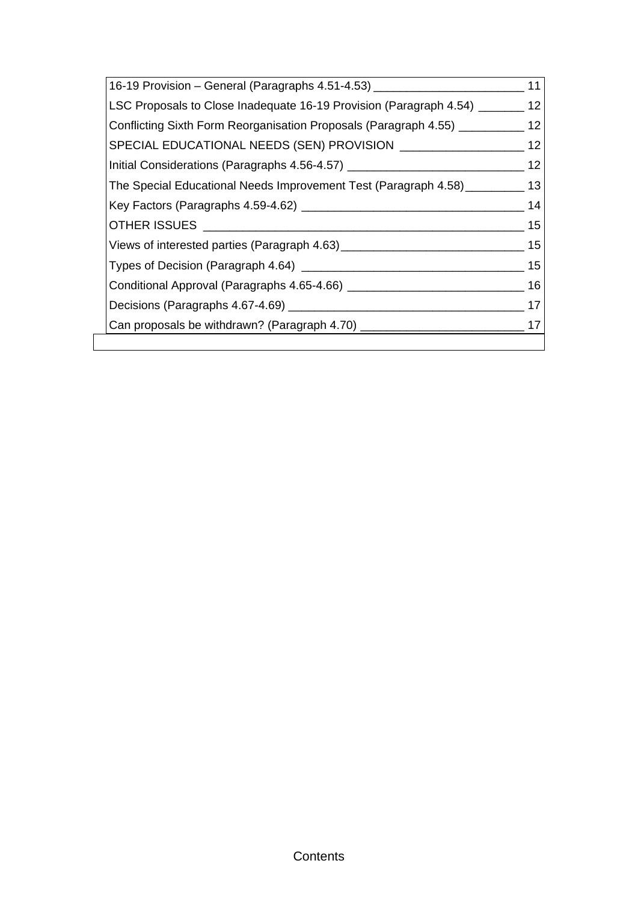| | |
|---|---|
| 16-19 Provision – General (Paragraphs 4.51-4.53) | 11 |
| LSC Proposals to Close Inadequate 16-19 Provision (Paragraph 4.54) | 12 |
| Conflicting Sixth Form Reorganisation Proposals (Paragraph 4.55) | 12 |
| SPECIAL EDUCATIONAL NEEDS (SEN) PROVISION | 12 |
| Initial Considerations (Paragraphs 4.56-4.57) | 12 |
| The Special Educational Needs Improvement Test (Paragraph 4.58) | 13 |
| Key Factors (Paragraphs 4.59-4.62) | 14 |
| OTHER ISSUES | 15 |
| Views of interested parties (Paragraph 4.63) | 15 |
| Types of Decision (Paragraph 4.64) | 15 |
| Conditional Approval (Paragraphs 4.65-4.66) | 16 |
| Decisions (Paragraphs 4.67-4.69) | 17 |
| Can proposals be withdrawn? (Paragraph 4.70) | 17 |

Contents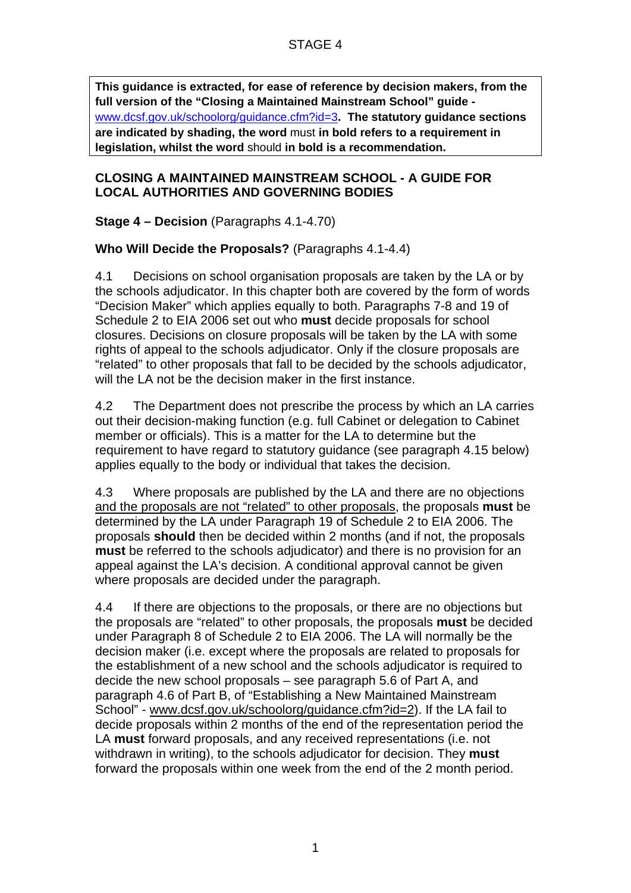STAGE 4

> **This guidance is extracted, for ease of reference by decision makers, from the full version of the "Closing a Maintained Mainstream School" guide -** www.dcsf.gov.uk/schoolorg/guidance.cfm?id=3**. The statutory guidance sections are indicated by shading, the word** must **in bold refers to a requirement in legislation, whilst the word** should **in bold is a recommendation.**

**CLOSING A MAINTAINED MAINSTREAM SCHOOL - A GUIDE FOR LOCAL AUTHORITIES AND GOVERNING BODIES**

**Stage 4 – Decision** (Paragraphs 4.1-4.70)

**Who Will Decide the Proposals?** (Paragraphs 4.1-4.4)

4.1 Decisions on school organisation proposals are taken by the LA or by the schools adjudicator. In this chapter both are covered by the form of words "Decision Maker" which applies equally to both. Paragraphs 7-8 and 19 of Schedule 2 to EIA 2006 set out who **must** decide proposals for school closures. Decisions on closure proposals will be taken by the LA with some rights of appeal to the schools adjudicator. Only if the closure proposals are "related" to other proposals that fall to be decided by the schools adjudicator, will the LA not be the decision maker in the first instance.

4.2 The Department does not prescribe the process by which an LA carries out their decision-making function (e.g. full Cabinet or delegation to Cabinet member or officials). This is a matter for the LA to determine but the requirement to have regard to statutory guidance (see paragraph 4.15 below) applies equally to the body or individual that takes the decision.

4.3 Where proposals are published by the LA and there are no objections <u>and the proposals are not "related" to other proposals</u>, the proposals **must** be determined by the LA under Paragraph 19 of Schedule 2 to EIA 2006. The proposals **should** then be decided within 2 months (and if not, the proposals **must** be referred to the schools adjudicator) and there is no provision for an appeal against the LA's decision. A conditional approval cannot be given where proposals are decided under the paragraph.

4.4 If there are objections to the proposals, or there are no objections but the proposals are "related" to other proposals, the proposals **must** be decided under Paragraph 8 of Schedule 2 to EIA 2006. The LA will normally be the decision maker (i.e. except where the proposals are related to proposals for the establishment of a new school and the schools adjudicator is required to decide the new school proposals – see paragraph 5.6 of Part A, and paragraph 4.6 of Part B, of "Establishing a New Maintained Mainstream School" - www.dcsf.gov.uk/schoolorg/guidance.cfm?id=2). If the LA fail to decide proposals within 2 months of the end of the representation period the LA **must** forward proposals, and any received representations (i.e. not withdrawn in writing), to the schools adjudicator for decision. They **must** forward the proposals within one week from the end of the 2 month period.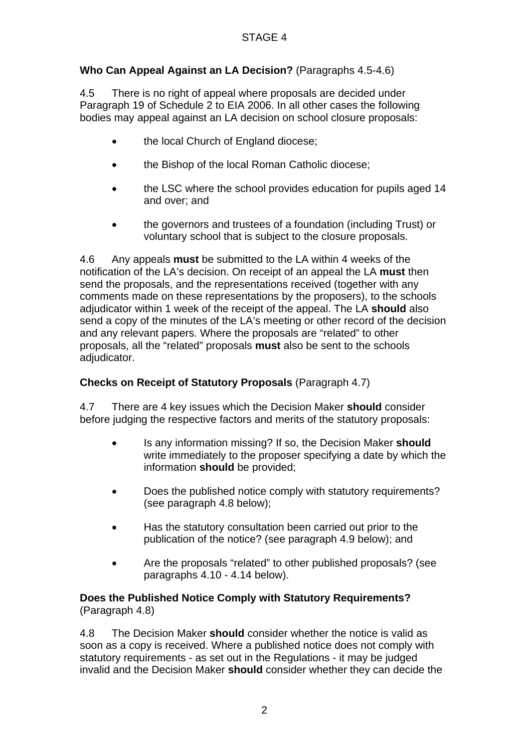STAGE 4

**Who Can Appeal Against an LA Decision?** (Paragraphs 4.5-4.6)

4.5 There is no right of appeal where proposals are decided under Paragraph 19 of Schedule 2 to EIA 2006. In all other cases the following bodies may appeal against an LA decision on school closure proposals:

- the local Church of England diocese;
- the Bishop of the local Roman Catholic diocese;
- the LSC where the school provides education for pupils aged 14 and over; and
- the governors and trustees of a foundation (including Trust) or voluntary school that is subject to the closure proposals.

4.6 Any appeals **must** be submitted to the LA within 4 weeks of the notification of the LA's decision. On receipt of an appeal the LA **must** then send the proposals, and the representations received (together with any comments made on these representations by the proposers), to the schools adjudicator within 1 week of the receipt of the appeal. The LA **should** also send a copy of the minutes of the LA's meeting or other record of the decision and any relevant papers. Where the proposals are "related" to other proposals, all the "related" proposals **must** also be sent to the schools adjudicator.

**Checks on Receipt of Statutory Proposals** (Paragraph 4.7)

4.7 There are 4 key issues which the Decision Maker **should** consider before judging the respective factors and merits of the statutory proposals:

- Is any information missing? If so, the Decision Maker **should** write immediately to the proposer specifying a date by which the information **should** be provided;
- Does the published notice comply with statutory requirements? (see paragraph 4.8 below);
- Has the statutory consultation been carried out prior to the publication of the notice? (see paragraph 4.9 below); and
- Are the proposals "related" to other published proposals? (see paragraphs 4.10 - 4.14 below).

**Does the Published Notice Comply with Statutory Requirements?** (Paragraph 4.8)

4.8 The Decision Maker **should** consider whether the notice is valid as soon as a copy is received. Where a published notice does not comply with statutory requirements - as set out in the Regulations - it may be judged invalid and the Decision Maker **should** consider whether they can decide the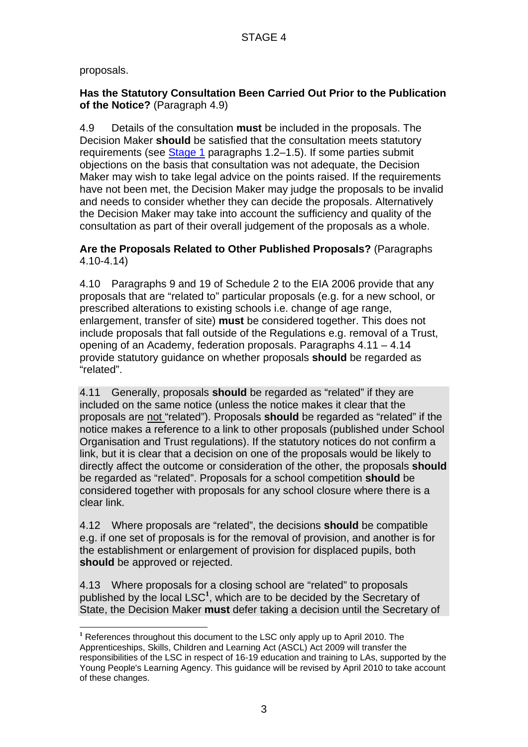proposals.

**Has the Statutory Consultation Been Carried Out Prior to the Publication of the Notice?** (Paragraph 4.9)

4.9 Details of the consultation **must** be included in the proposals. The Decision Maker **should** be satisfied that the consultation meets statutory requirements (see Stage 1 paragraphs 1.2–1.5). If some parties submit objections on the basis that consultation was not adequate, the Decision Maker may wish to take legal advice on the points raised. If the requirements have not been met, the Decision Maker may judge the proposals to be invalid and needs to consider whether they can decide the proposals. Alternatively the Decision Maker may take into account the sufficiency and quality of the consultation as part of their overall judgement of the proposals as a whole.

**Are the Proposals Related to Other Published Proposals?** (Paragraphs 4.10-4.14)

4.10 Paragraphs 9 and 19 of Schedule 2 to the EIA 2006 provide that any proposals that are "related to" particular proposals (e.g. for a new school, or prescribed alterations to existing schools i.e. change of age range, enlargement, transfer of site) **must** be considered together. This does not include proposals that fall outside of the Regulations e.g. removal of a Trust, opening of an Academy, federation proposals. Paragraphs 4.11 – 4.14 provide statutory guidance on whether proposals **should** be regarded as "related".

4.11 Generally, proposals **should** be regarded as "related" if they are included on the same notice (unless the notice makes it clear that the proposals are not "related"). Proposals **should** be regarded as "related" if the notice makes a reference to a link to other proposals (published under School Organisation and Trust regulations). If the statutory notices do not confirm a link, but it is clear that a decision on one of the proposals would be likely to directly affect the outcome or consideration of the other, the proposals **should** be regarded as "related". Proposals for a school competition **should** be considered together with proposals for any school closure where there is a clear link.

4.12 Where proposals are "related", the decisions **should** be compatible e.g. if one set of proposals is for the removal of provision, and another is for the establishment or enlargement of provision for displaced pupils, both **should** be approved or rejected.

4.13 Where proposals for a closing school are "related" to proposals published by the local LSC[1], which are to be decided by the Secretary of State, the Decision Maker **must** defer taking a decision until the Secretary of

[1] References throughout this document to the LSC only apply up to April 2010. The Apprenticeships, Skills, Children and Learning Act (ASCL) Act 2009 will transfer the responsibilities of the LSC in respect of 16-19 education and training to LAs, supported by the Young People's Learning Agency. This guidance will be revised by April 2010 to take account of these changes.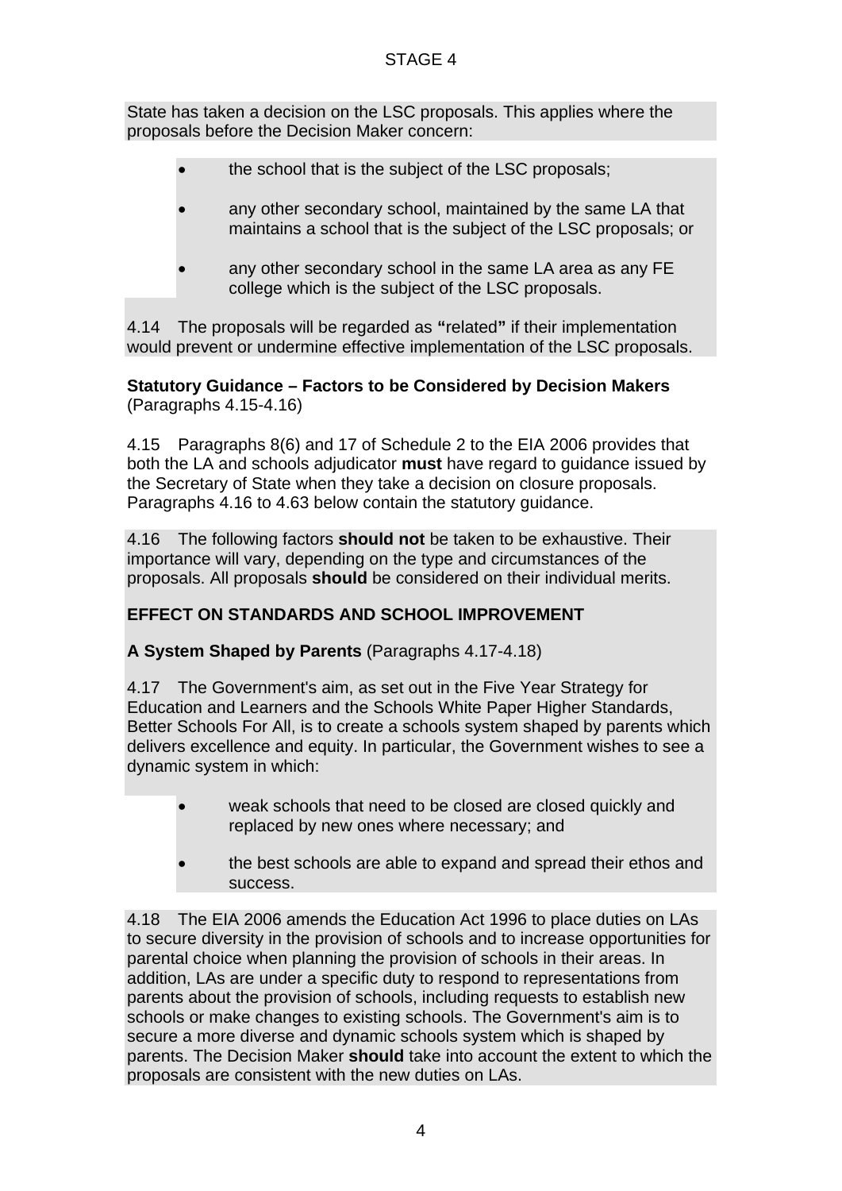State has taken a decision on the LSC proposals. This applies where the proposals before the Decision Maker concern:

- the school that is the subject of the LSC proposals;
- any other secondary school, maintained by the same LA that maintains a school that is the subject of the LSC proposals; or
- any other secondary school in the same LA area as any FE college which is the subject of the LSC proposals.

4.14 The proposals will be regarded as **"**related**"** if their implementation would prevent or undermine effective implementation of the LSC proposals.

**Statutory Guidance – Factors to be Considered by Decision Makers** (Paragraphs 4.15-4.16)

4.15 Paragraphs 8(6) and 17 of Schedule 2 to the EIA 2006 provides that both the LA and schools adjudicator **must** have regard to guidance issued by the Secretary of State when they take a decision on closure proposals. Paragraphs 4.16 to 4.63 below contain the statutory guidance.

4.16 The following factors **should not** be taken to be exhaustive. Their importance will vary, depending on the type and circumstances of the proposals. All proposals **should** be considered on their individual merits.

## EFFECT ON STANDARDS AND SCHOOL IMPROVEMENT

**A System Shaped by Parents** (Paragraphs 4.17-4.18)

4.17 The Government's aim, as set out in the Five Year Strategy for Education and Learners and the Schools White Paper Higher Standards, Better Schools For All, is to create a schools system shaped by parents which delivers excellence and equity. In particular, the Government wishes to see a dynamic system in which:

- weak schools that need to be closed are closed quickly and replaced by new ones where necessary; and
- the best schools are able to expand and spread their ethos and success.

4.18 The EIA 2006 amends the Education Act 1996 to place duties on LAs to secure diversity in the provision of schools and to increase opportunities for parental choice when planning the provision of schools in their areas. In addition, LAs are under a specific duty to respond to representations from parents about the provision of schools, including requests to establish new schools or make changes to existing schools. The Government's aim is to secure a more diverse and dynamic schools system which is shaped by parents. The Decision Maker **should** take into account the extent to which the proposals are consistent with the new duties on LAs.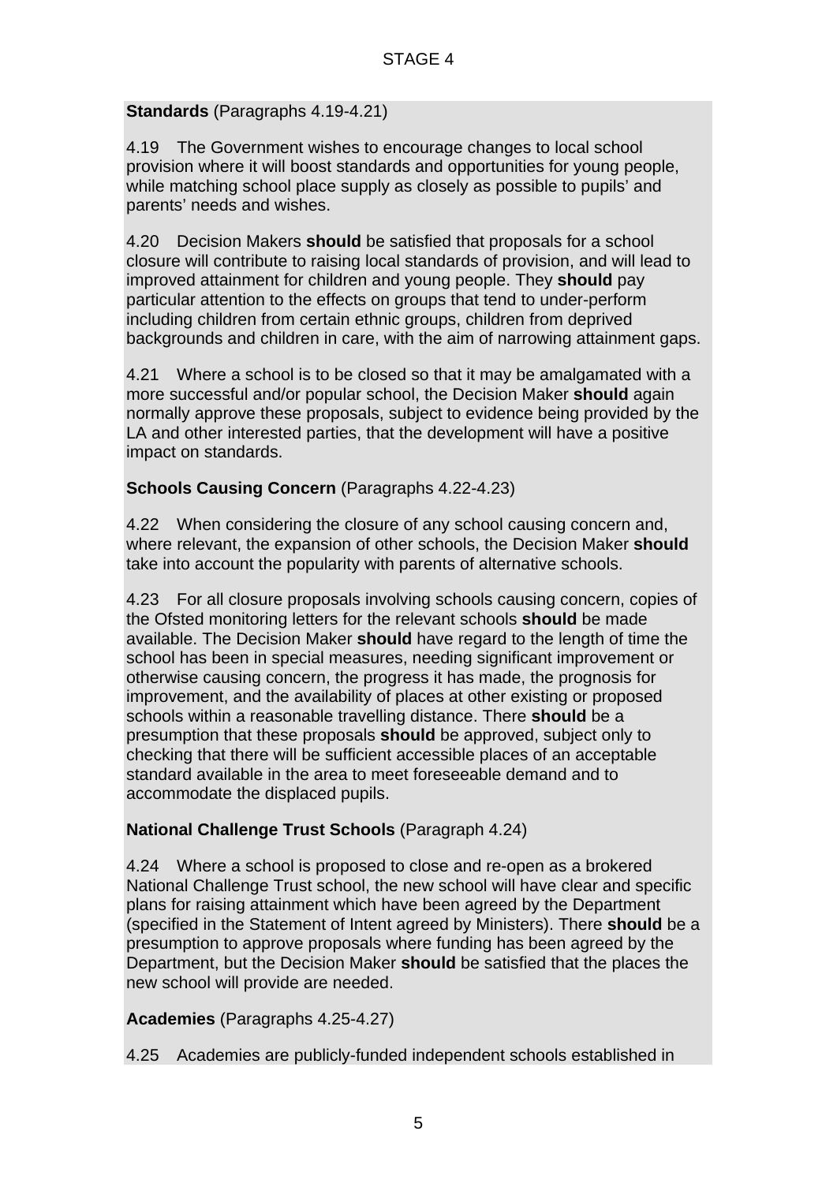**Standards** (Paragraphs 4.19-4.21)

4.19 The Government wishes to encourage changes to local school provision where it will boost standards and opportunities for young people, while matching school place supply as closely as possible to pupils' and parents' needs and wishes.

4.20 Decision Makers **should** be satisfied that proposals for a school closure will contribute to raising local standards of provision, and will lead to improved attainment for children and young people. They **should** pay particular attention to the effects on groups that tend to under-perform including children from certain ethnic groups, children from deprived backgrounds and children in care, with the aim of narrowing attainment gaps.

4.21 Where a school is to be closed so that it may be amalgamated with a more successful and/or popular school, the Decision Maker **should** again normally approve these proposals, subject to evidence being provided by the LA and other interested parties, that the development will have a positive impact on standards.

**Schools Causing Concern** (Paragraphs 4.22-4.23)

4.22 When considering the closure of any school causing concern and, where relevant, the expansion of other schools, the Decision Maker **should** take into account the popularity with parents of alternative schools.

4.23 For all closure proposals involving schools causing concern, copies of the Ofsted monitoring letters for the relevant schools **should** be made available. The Decision Maker **should** have regard to the length of time the school has been in special measures, needing significant improvement or otherwise causing concern, the progress it has made, the prognosis for improvement, and the availability of places at other existing or proposed schools within a reasonable travelling distance. There **should** be a presumption that these proposals **should** be approved, subject only to checking that there will be sufficient accessible places of an acceptable standard available in the area to meet foreseeable demand and to accommodate the displaced pupils.

**National Challenge Trust Schools** (Paragraph 4.24)

4.24 Where a school is proposed to close and re-open as a brokered National Challenge Trust school, the new school will have clear and specific plans for raising attainment which have been agreed by the Department (specified in the Statement of Intent agreed by Ministers). There **should** be a presumption to approve proposals where funding has been agreed by the Department, but the Decision Maker **should** be satisfied that the places the new school will provide are needed.

**Academies** (Paragraphs 4.25-4.27)

4.25 Academies are publicly-funded independent schools established in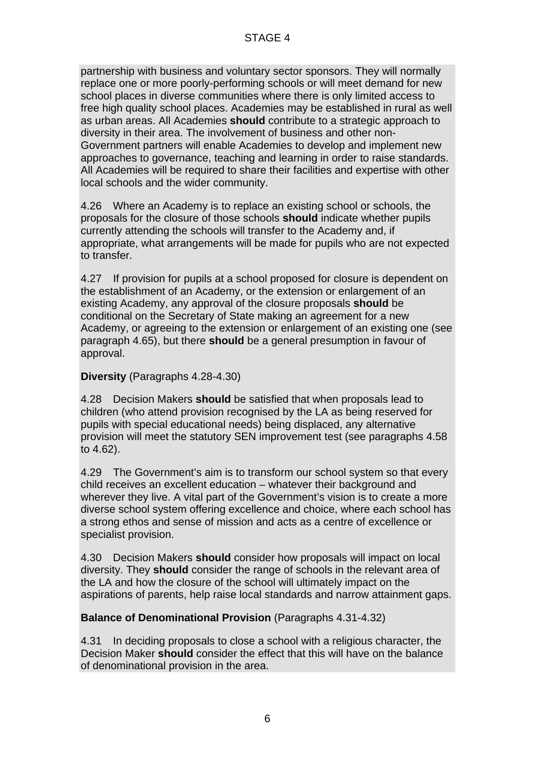partnership with business and voluntary sector sponsors. They will normally replace one or more poorly-performing schools or will meet demand for new school places in diverse communities where there is only limited access to free high quality school places. Academies may be established in rural as well as urban areas. All Academies **should** contribute to a strategic approach to diversity in their area. The involvement of business and other non-Government partners will enable Academies to develop and implement new approaches to governance, teaching and learning in order to raise standards. All Academies will be required to share their facilities and expertise with other local schools and the wider community.

4.26 Where an Academy is to replace an existing school or schools, the proposals for the closure of those schools **should** indicate whether pupils currently attending the schools will transfer to the Academy and, if appropriate, what arrangements will be made for pupils who are not expected to transfer.

4.27 If provision for pupils at a school proposed for closure is dependent on the establishment of an Academy, or the extension or enlargement of an existing Academy, any approval of the closure proposals **should** be conditional on the Secretary of State making an agreement for a new Academy, or agreeing to the extension or enlargement of an existing one (see paragraph 4.65), but there **should** be a general presumption in favour of approval.

**Diversity** (Paragraphs 4.28-4.30)

4.28 Decision Makers **should** be satisfied that when proposals lead to children (who attend provision recognised by the LA as being reserved for pupils with special educational needs) being displaced, any alternative provision will meet the statutory SEN improvement test (see paragraphs 4.58 to 4.62).

4.29 The Government's aim is to transform our school system so that every child receives an excellent education – whatever their background and wherever they live. A vital part of the Government's vision is to create a more diverse school system offering excellence and choice, where each school has a strong ethos and sense of mission and acts as a centre of excellence or specialist provision.

4.30 Decision Makers **should** consider how proposals will impact on local diversity. They **should** consider the range of schools in the relevant area of the LA and how the closure of the school will ultimately impact on the aspirations of parents, help raise local standards and narrow attainment gaps.

**Balance of Denominational Provision** (Paragraphs 4.31-4.32)

4.31 In deciding proposals to close a school with a religious character, the Decision Maker **should** consider the effect that this will have on the balance of denominational provision in the area.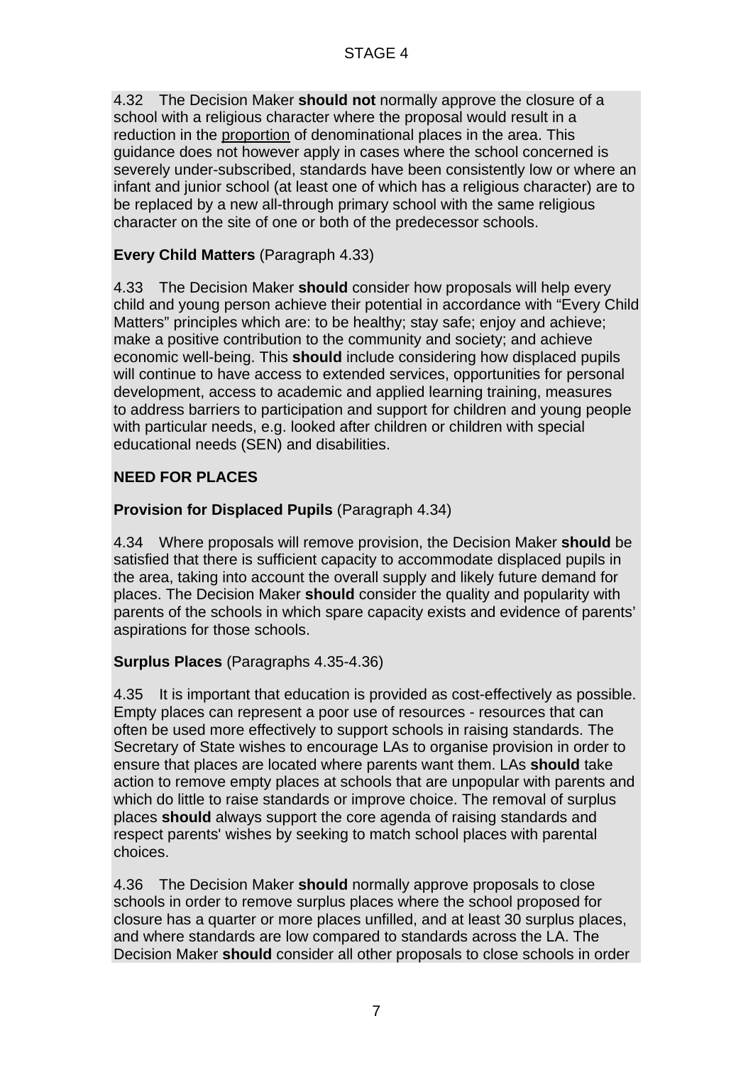4.32 The Decision Maker **should not** normally approve the closure of a school with a religious character where the proposal would result in a reduction in the proportion of denominational places in the area. This guidance does not however apply in cases where the school concerned is severely under-subscribed, standards have been consistently low or where an infant and junior school (at least one of which has a religious character) are to be replaced by a new all-through primary school with the same religious character on the site of one or both of the predecessor schools.

**Every Child Matters** (Paragraph 4.33)

4.33 The Decision Maker **should** consider how proposals will help every child and young person achieve their potential in accordance with "Every Child Matters" principles which are: to be healthy; stay safe; enjoy and achieve; make a positive contribution to the community and society; and achieve economic well-being. This **should** include considering how displaced pupils will continue to have access to extended services, opportunities for personal development, access to academic and applied learning training, measures to address barriers to participation and support for children and young people with particular needs, e.g. looked after children or children with special educational needs (SEN) and disabilities.

## NEED FOR PLACES

**Provision for Displaced Pupils** (Paragraph 4.34)

4.34 Where proposals will remove provision, the Decision Maker **should** be satisfied that there is sufficient capacity to accommodate displaced pupils in the area, taking into account the overall supply and likely future demand for places. The Decision Maker **should** consider the quality and popularity with parents of the schools in which spare capacity exists and evidence of parents' aspirations for those schools.

**Surplus Places** (Paragraphs 4.35-4.36)

4.35 It is important that education is provided as cost-effectively as possible. Empty places can represent a poor use of resources - resources that can often be used more effectively to support schools in raising standards. The Secretary of State wishes to encourage LAs to organise provision in order to ensure that places are located where parents want them. LAs **should** take action to remove empty places at schools that are unpopular with parents and which do little to raise standards or improve choice. The removal of surplus places **should** always support the core agenda of raising standards and respect parents' wishes by seeking to match school places with parental choices.

4.36 The Decision Maker **should** normally approve proposals to close schools in order to remove surplus places where the school proposed for closure has a quarter or more places unfilled, and at least 30 surplus places, and where standards are low compared to standards across the LA. The Decision Maker **should** consider all other proposals to close schools in order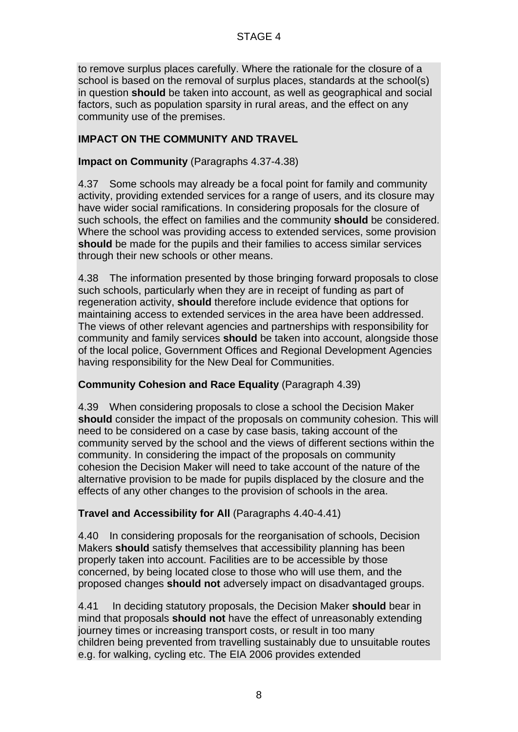to remove surplus places carefully. Where the rationale for the closure of a school is based on the removal of surplus places, standards at the school(s) in question **should** be taken into account, as well as geographical and social factors, such as population sparsity in rural areas, and the effect on any community use of the premises.

## IMPACT ON THE COMMUNITY AND TRAVEL

**Impact on Community** (Paragraphs 4.37-4.38)

4.37 Some schools may already be a focal point for family and community activity, providing extended services for a range of users, and its closure may have wider social ramifications. In considering proposals for the closure of such schools, the effect on families and the community **should** be considered. Where the school was providing access to extended services, some provision **should** be made for the pupils and their families to access similar services through their new schools or other means.

4.38 The information presented by those bringing forward proposals to close such schools, particularly when they are in receipt of funding as part of regeneration activity, **should** therefore include evidence that options for maintaining access to extended services in the area have been addressed. The views of other relevant agencies and partnerships with responsibility for community and family services **should** be taken into account, alongside those of the local police, Government Offices and Regional Development Agencies having responsibility for the New Deal for Communities.

**Community Cohesion and Race Equality** (Paragraph 4.39)

4.39 When considering proposals to close a school the Decision Maker **should** consider the impact of the proposals on community cohesion. This will need to be considered on a case by case basis, taking account of the community served by the school and the views of different sections within the community. In considering the impact of the proposals on community cohesion the Decision Maker will need to take account of the nature of the alternative provision to be made for pupils displaced by the closure and the effects of any other changes to the provision of schools in the area.

**Travel and Accessibility for All** (Paragraphs 4.40-4.41)

4.40 In considering proposals for the reorganisation of schools, Decision Makers **should** satisfy themselves that accessibility planning has been properly taken into account. Facilities are to be accessible by those concerned, by being located close to those who will use them, and the proposed changes **should not** adversely impact on disadvantaged groups.

4.41 In deciding statutory proposals, the Decision Maker **should** bear in mind that proposals **should not** have the effect of unreasonably extending journey times or increasing transport costs, or result in too many children being prevented from travelling sustainably due to unsuitable routes e.g. for walking, cycling etc. The EIA 2006 provides extended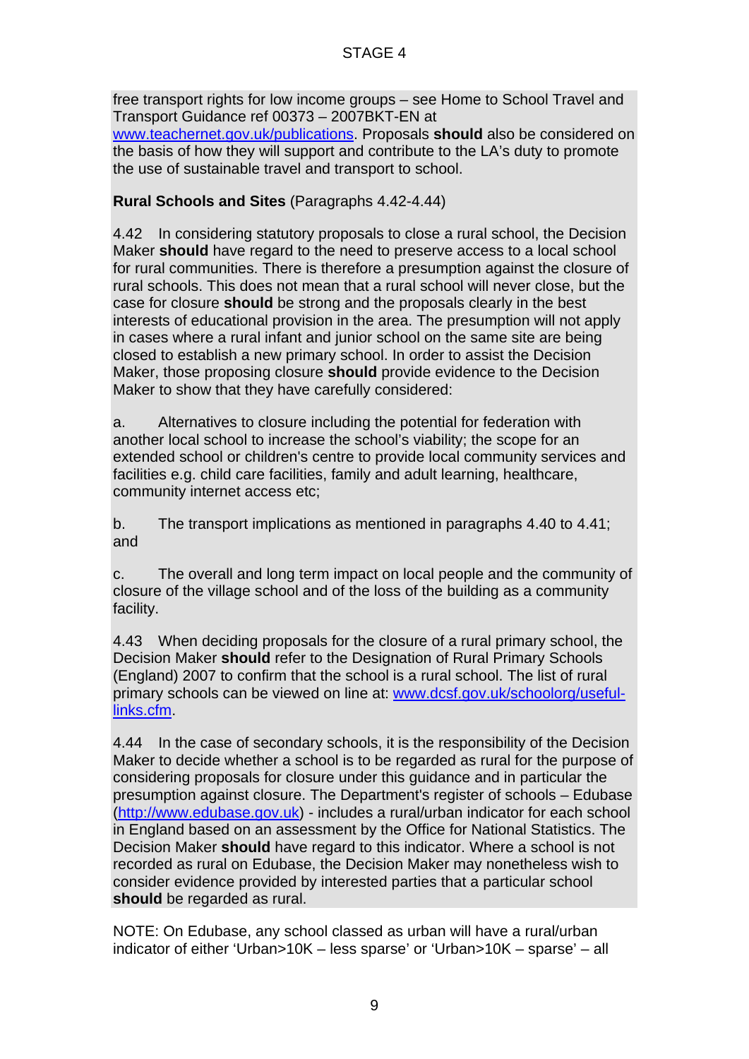free transport rights for low income groups – see Home to School Travel and Transport Guidance ref 00373 – 2007BKT-EN at www.teachernet.gov.uk/publications. Proposals **should** also be considered on the basis of how they will support and contribute to the LA's duty to promote the use of sustainable travel and transport to school.

**Rural Schools and Sites** (Paragraphs 4.42-4.44)

4.42 In considering statutory proposals to close a rural school, the Decision Maker **should** have regard to the need to preserve access to a local school for rural communities. There is therefore a presumption against the closure of rural schools. This does not mean that a rural school will never close, but the case for closure **should** be strong and the proposals clearly in the best interests of educational provision in the area. The presumption will not apply in cases where a rural infant and junior school on the same site are being closed to establish a new primary school. In order to assist the Decision Maker, those proposing closure **should** provide evidence to the Decision Maker to show that they have carefully considered:

a. Alternatives to closure including the potential for federation with another local school to increase the school's viability; the scope for an extended school or children's centre to provide local community services and facilities e.g. child care facilities, family and adult learning, healthcare, community internet access etc;

b. The transport implications as mentioned in paragraphs 4.40 to 4.41; and

c. The overall and long term impact on local people and the community of closure of the village school and of the loss of the building as a community facility.

4.43 When deciding proposals for the closure of a rural primary school, the Decision Maker **should** refer to the Designation of Rural Primary Schools (England) 2007 to confirm that the school is a rural school. The list of rural primary schools can be viewed on line at: www.dcsf.gov.uk/schoolorg/useful-links.cfm.

4.44 In the case of secondary schools, it is the responsibility of the Decision Maker to decide whether a school is to be regarded as rural for the purpose of considering proposals for closure under this guidance and in particular the presumption against closure. The Department's register of schools – Edubase (http://www.edubase.gov.uk) - includes a rural/urban indicator for each school in England based on an assessment by the Office for National Statistics. The Decision Maker **should** have regard to this indicator. Where a school is not recorded as rural on Edubase, the Decision Maker may nonetheless wish to consider evidence provided by interested parties that a particular school **should** be regarded as rural.

NOTE: On Edubase, any school classed as urban will have a rural/urban indicator of either 'Urban>10K – less sparse' or 'Urban>10K – sparse' – all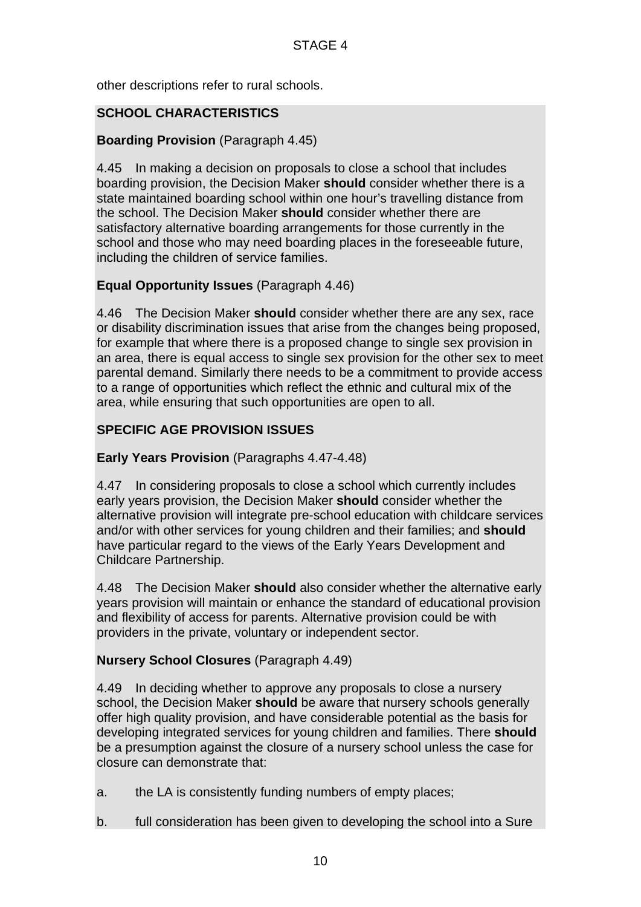other descriptions refer to rural schools.

## SCHOOL CHARACTERISTICS

**Boarding Provision** (Paragraph 4.45)

4.45 In making a decision on proposals to close a school that includes boarding provision, the Decision Maker **should** consider whether there is a state maintained boarding school within one hour's travelling distance from the school. The Decision Maker **should** consider whether there are satisfactory alternative boarding arrangements for those currently in the school and those who may need boarding places in the foreseeable future, including the children of service families.

**Equal Opportunity Issues** (Paragraph 4.46)

4.46 The Decision Maker **should** consider whether there are any sex, race or disability discrimination issues that arise from the changes being proposed, for example that where there is a proposed change to single sex provision in an area, there is equal access to single sex provision for the other sex to meet parental demand. Similarly there needs to be a commitment to provide access to a range of opportunities which reflect the ethnic and cultural mix of the area, while ensuring that such opportunities are open to all.

## SPECIFIC AGE PROVISION ISSUES

**Early Years Provision** (Paragraphs 4.47-4.48)

4.47 In considering proposals to close a school which currently includes early years provision, the Decision Maker **should** consider whether the alternative provision will integrate pre-school education with childcare services and/or with other services for young children and their families; and **should** have particular regard to the views of the Early Years Development and Childcare Partnership.

4.48 The Decision Maker **should** also consider whether the alternative early years provision will maintain or enhance the standard of educational provision and flexibility of access for parents. Alternative provision could be with providers in the private, voluntary or independent sector.

**Nursery School Closures** (Paragraph 4.49)

4.49 In deciding whether to approve any proposals to close a nursery school, the Decision Maker **should** be aware that nursery schools generally offer high quality provision, and have considerable potential as the basis for developing integrated services for young children and families. There **should** be a presumption against the closure of a nursery school unless the case for closure can demonstrate that:

a. the LA is consistently funding numbers of empty places;

b. full consideration has been given to developing the school into a Sure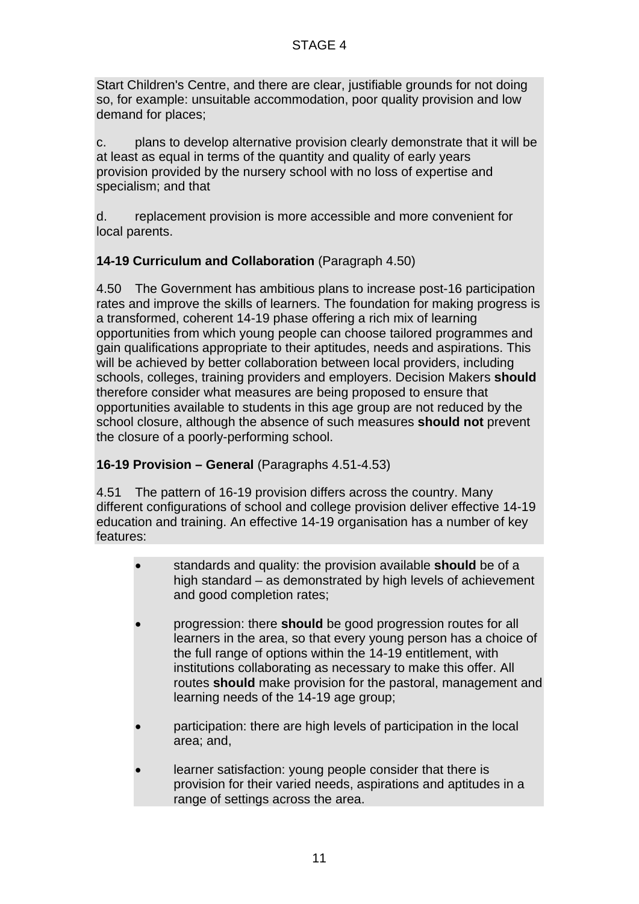Start Children's Centre, and there are clear, justifiable grounds for not doing so, for example: unsuitable accommodation, poor quality provision and low demand for places;

c. plans to develop alternative provision clearly demonstrate that it will be at least as equal in terms of the quantity and quality of early years provision provided by the nursery school with no loss of expertise and specialism; and that

d. replacement provision is more accessible and more convenient for local parents.

**14-19 Curriculum and Collaboration** (Paragraph 4.50)

4.50 The Government has ambitious plans to increase post-16 participation rates and improve the skills of learners. The foundation for making progress is a transformed, coherent 14-19 phase offering a rich mix of learning opportunities from which young people can choose tailored programmes and gain qualifications appropriate to their aptitudes, needs and aspirations. This will be achieved by better collaboration between local providers, including schools, colleges, training providers and employers. Decision Makers **should** therefore consider what measures are being proposed to ensure that opportunities available to students in this age group are not reduced by the school closure, although the absence of such measures **should not** prevent the closure of a poorly-performing school.

**16-19 Provision – General** (Paragraphs 4.51-4.53)

4.51 The pattern of 16-19 provision differs across the country. Many different configurations of school and college provision deliver effective 14-19 education and training. An effective 14-19 organisation has a number of key features:

- standards and quality: the provision available **should** be of a high standard – as demonstrated by high levels of achievement and good completion rates;
- progression: there **should** be good progression routes for all learners in the area, so that every young person has a choice of the full range of options within the 14-19 entitlement, with institutions collaborating as necessary to make this offer. All routes **should** make provision for the pastoral, management and learning needs of the 14-19 age group;
- participation: there are high levels of participation in the local area; and,
- learner satisfaction: young people consider that there is provision for their varied needs, aspirations and aptitudes in a range of settings across the area.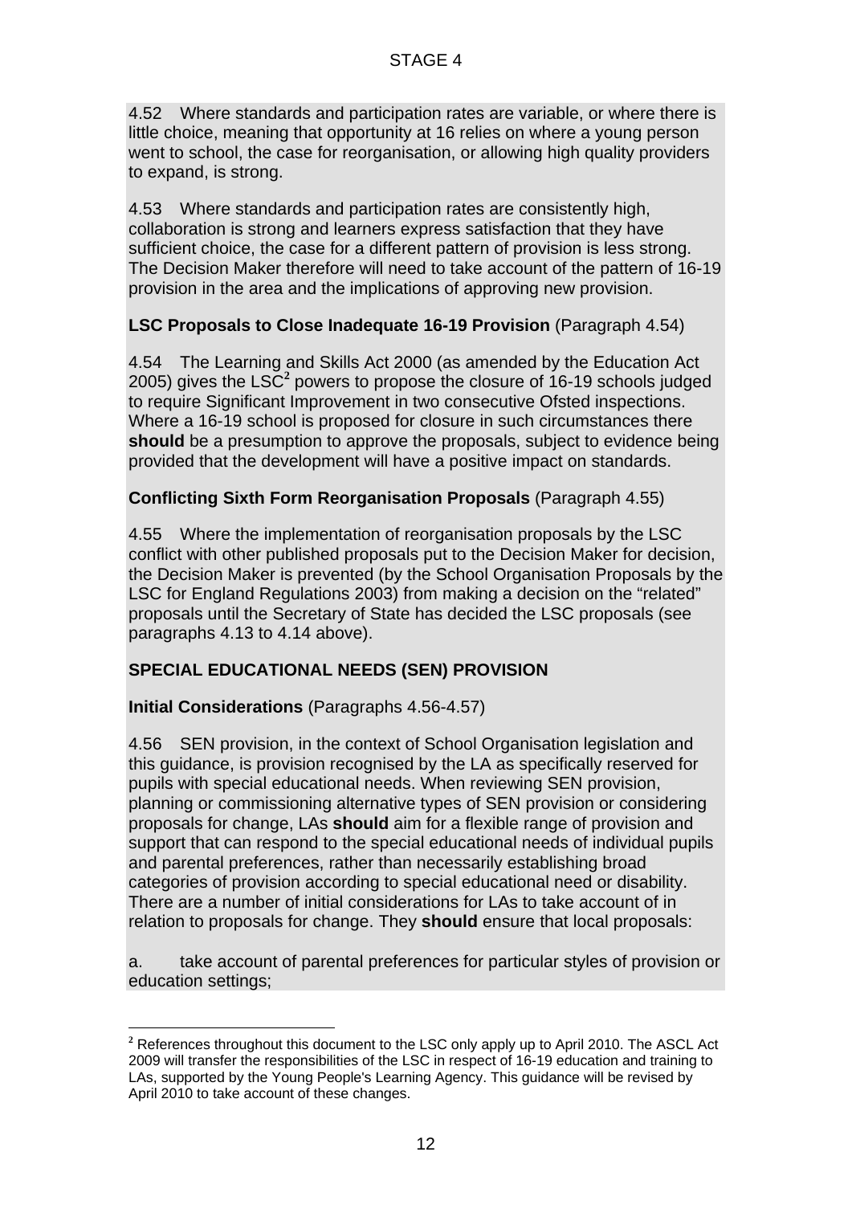4.52 Where standards and participation rates are variable, or where there is little choice, meaning that opportunity at 16 relies on where a young person went to school, the case for reorganisation, or allowing high quality providers to expand, is strong.

4.53 Where standards and participation rates are consistently high, collaboration is strong and learners express satisfaction that they have sufficient choice, the case for a different pattern of provision is less strong. The Decision Maker therefore will need to take account of the pattern of 16-19 provision in the area and the implications of approving new provision.

**LSC Proposals to Close Inadequate 16-19 Provision** (Paragraph 4.54)

4.54 The Learning and Skills Act 2000 (as amended by the Education Act 2005) gives the LSC[2] powers to propose the closure of 16-19 schools judged to require Significant Improvement in two consecutive Ofsted inspections. Where a 16-19 school is proposed for closure in such circumstances there **should** be a presumption to approve the proposals, subject to evidence being provided that the development will have a positive impact on standards.

**Conflicting Sixth Form Reorganisation Proposals** (Paragraph 4.55)

4.55 Where the implementation of reorganisation proposals by the LSC conflict with other published proposals put to the Decision Maker for decision, the Decision Maker is prevented (by the School Organisation Proposals by the LSC for England Regulations 2003) from making a decision on the "related" proposals until the Secretary of State has decided the LSC proposals (see paragraphs 4.13 to 4.14 above).

## SPECIAL EDUCATIONAL NEEDS (SEN) PROVISION

**Initial Considerations** (Paragraphs 4.56-4.57)

4.56 SEN provision, in the context of School Organisation legislation and this guidance, is provision recognised by the LA as specifically reserved for pupils with special educational needs. When reviewing SEN provision, planning or commissioning alternative types of SEN provision or considering proposals for change, LAs **should** aim for a flexible range of provision and support that can respond to the special educational needs of individual pupils and parental preferences, rather than necessarily establishing broad categories of provision according to special educational need or disability. There are a number of initial considerations for LAs to take account of in relation to proposals for change. They **should** ensure that local proposals:

a. take account of parental preferences for particular styles of provision or education settings;

---

[2] References throughout this document to the LSC only apply up to April 2010. The ASCL Act 2009 will transfer the responsibilities of the LSC in respect of 16-19 education and training to LAs, supported by the Young People's Learning Agency. This guidance will be revised by April 2010 to take account of these changes.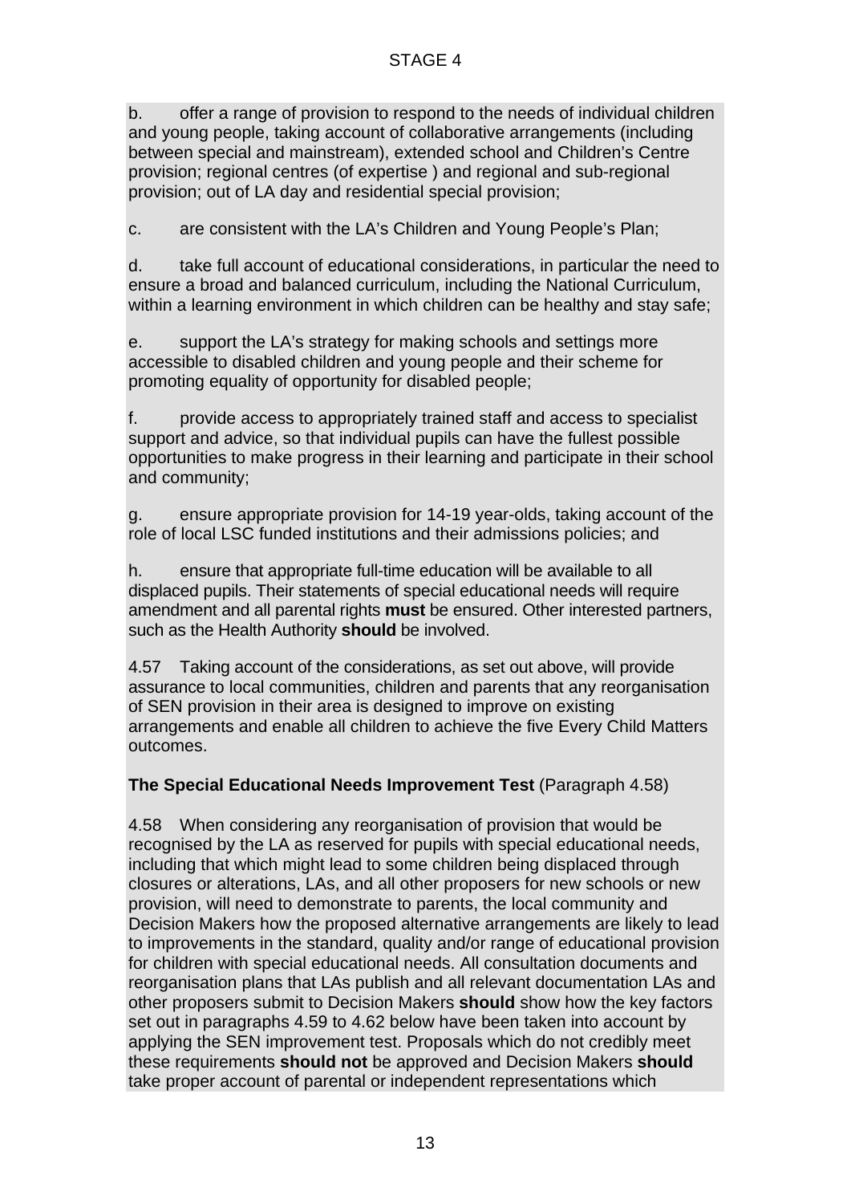b. offer a range of provision to respond to the needs of individual children and young people, taking account of collaborative arrangements (including between special and mainstream), extended school and Children's Centre provision; regional centres (of expertise ) and regional and sub-regional provision; out of LA day and residential special provision;

c. are consistent with the LA's Children and Young People's Plan;

d. take full account of educational considerations, in particular the need to ensure a broad and balanced curriculum, including the National Curriculum, within a learning environment in which children can be healthy and stay safe;

e. support the LA's strategy for making schools and settings more accessible to disabled children and young people and their scheme for promoting equality of opportunity for disabled people;

f. provide access to appropriately trained staff and access to specialist support and advice, so that individual pupils can have the fullest possible opportunities to make progress in their learning and participate in their school and community;

g. ensure appropriate provision for 14-19 year-olds, taking account of the role of local LSC funded institutions and their admissions policies; and

h. ensure that appropriate full-time education will be available to all displaced pupils. Their statements of special educational needs will require amendment and all parental rights **must** be ensured. Other interested partners, such as the Health Authority **should** be involved.

4.57 Taking account of the considerations, as set out above, will provide assurance to local communities, children and parents that any reorganisation of SEN provision in their area is designed to improve on existing arrangements and enable all children to achieve the five Every Child Matters outcomes.

**The Special Educational Needs Improvement Test** (Paragraph 4.58)

4.58 When considering any reorganisation of provision that would be recognised by the LA as reserved for pupils with special educational needs, including that which might lead to some children being displaced through closures or alterations, LAs, and all other proposers for new schools or new provision, will need to demonstrate to parents, the local community and Decision Makers how the proposed alternative arrangements are likely to lead to improvements in the standard, quality and/or range of educational provision for children with special educational needs. All consultation documents and reorganisation plans that LAs publish and all relevant documentation LAs and other proposers submit to Decision Makers **should** show how the key factors set out in paragraphs 4.59 to 4.62 below have been taken into account by applying the SEN improvement test. Proposals which do not credibly meet these requirements **should not** be approved and Decision Makers **should** take proper account of parental or independent representations which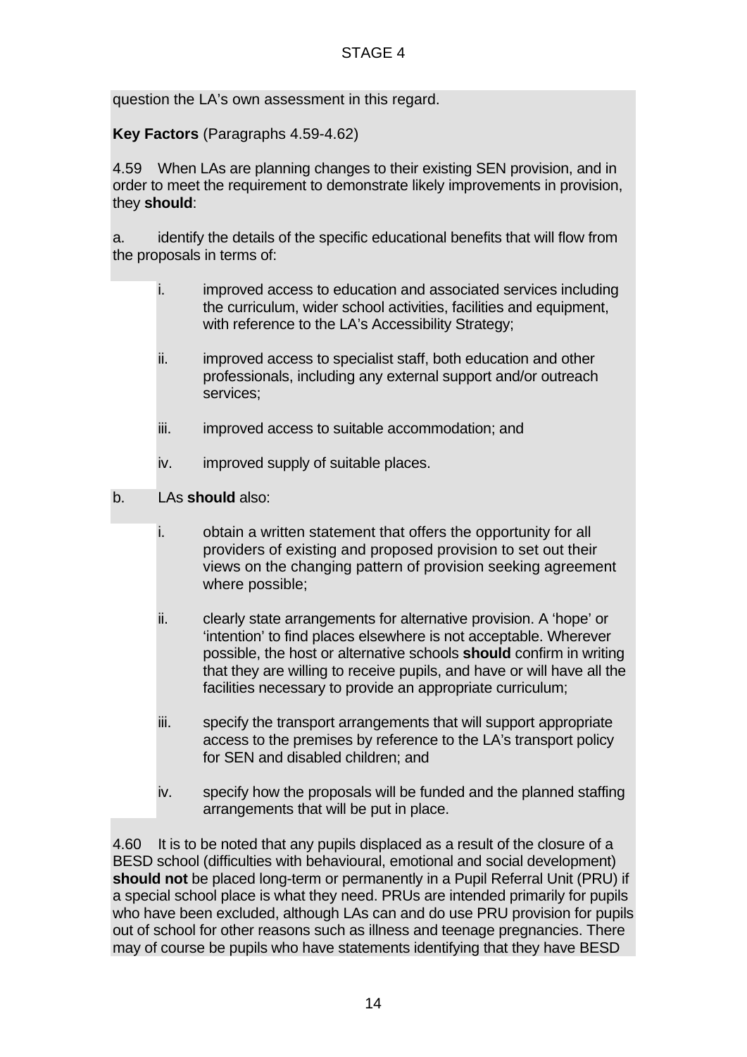question the LA's own assessment in this regard.

**Key Factors** (Paragraphs 4.59-4.62)

4.59 When LAs are planning changes to their existing SEN provision, and in order to meet the requirement to demonstrate likely improvements in provision, they **should**:

a. identify the details of the specific educational benefits that will flow from the proposals in terms of:

- i. improved access to education and associated services including the curriculum, wider school activities, facilities and equipment, with reference to the LA's Accessibility Strategy;
- ii. improved access to specialist staff, both education and other professionals, including any external support and/or outreach services;
- iii. improved access to suitable accommodation; and
- iv. improved supply of suitable places.

b. LAs **should** also:

- i. obtain a written statement that offers the opportunity for all providers of existing and proposed provision to set out their views on the changing pattern of provision seeking agreement where possible;
- ii. clearly state arrangements for alternative provision. A 'hope' or 'intention' to find places elsewhere is not acceptable. Wherever possible, the host or alternative schools **should** confirm in writing that they are willing to receive pupils, and have or will have all the facilities necessary to provide an appropriate curriculum;
- iii. specify the transport arrangements that will support appropriate access to the premises by reference to the LA's transport policy for SEN and disabled children; and
- iv. specify how the proposals will be funded and the planned staffing arrangements that will be put in place.

4.60 It is to be noted that any pupils displaced as a result of the closure of a BESD school (difficulties with behavioural, emotional and social development) **should not** be placed long-term or permanently in a Pupil Referral Unit (PRU) if a special school place is what they need. PRUs are intended primarily for pupils who have been excluded, although LAs can and do use PRU provision for pupils out of school for other reasons such as illness and teenage pregnancies. There may of course be pupils who have statements identifying that they have BESD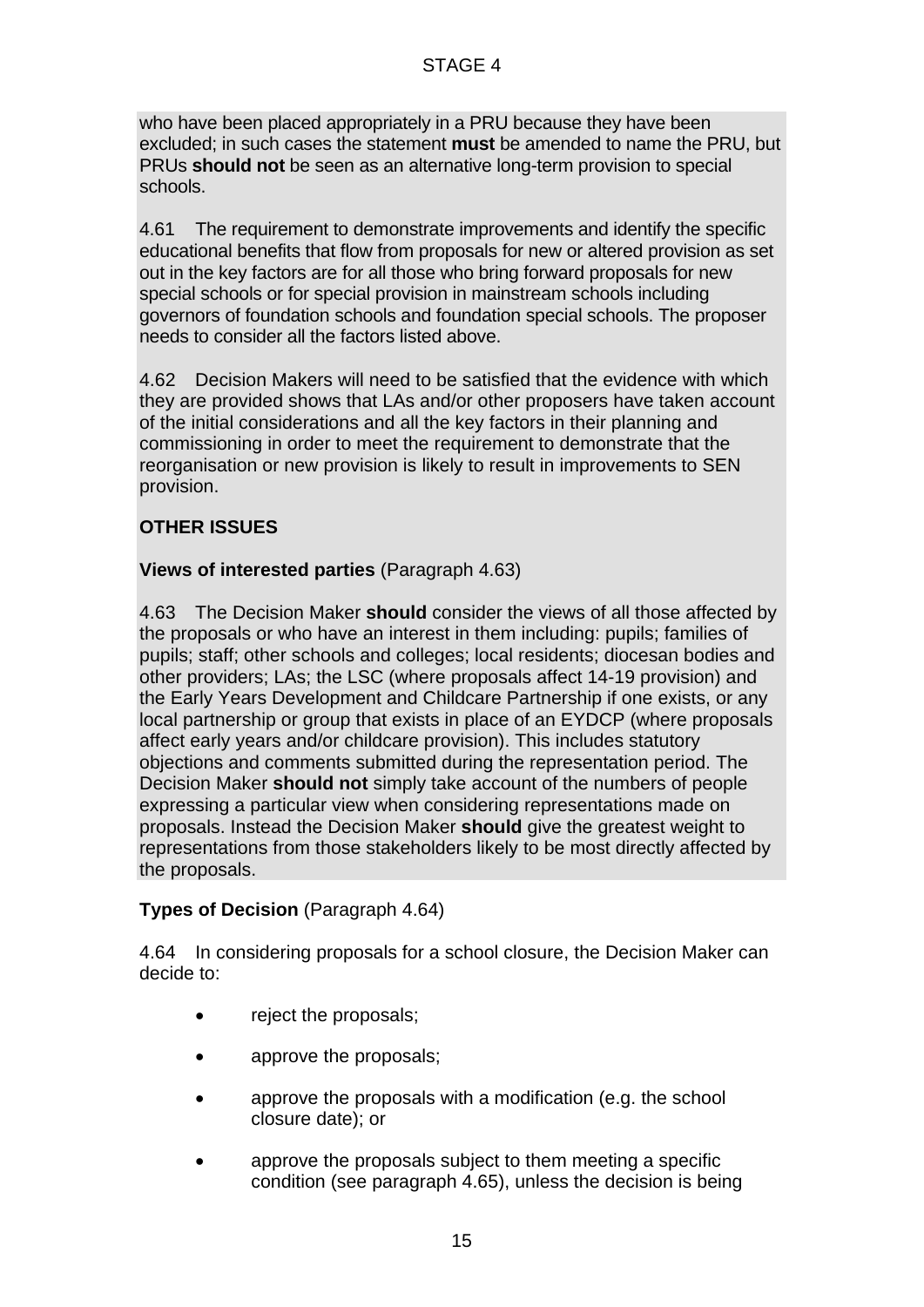who have been placed appropriately in a PRU because they have been excluded; in such cases the statement **must** be amended to name the PRU, but PRUs **should not** be seen as an alternative long-term provision to special schools.

4.61 The requirement to demonstrate improvements and identify the specific educational benefits that flow from proposals for new or altered provision as set out in the key factors are for all those who bring forward proposals for new special schools or for special provision in mainstream schools including governors of foundation schools and foundation special schools. The proposer needs to consider all the factors listed above.

4.62 Decision Makers will need to be satisfied that the evidence with which they are provided shows that LAs and/or other proposers have taken account of the initial considerations and all the key factors in their planning and commissioning in order to meet the requirement to demonstrate that the reorganisation or new provision is likely to result in improvements to SEN provision.

## OTHER ISSUES

**Views of interested parties** (Paragraph 4.63)

4.63 The Decision Maker **should** consider the views of all those affected by the proposals or who have an interest in them including: pupils; families of pupils; staff; other schools and colleges; local residents; diocesan bodies and other providers; LAs; the LSC (where proposals affect 14-19 provision) and the Early Years Development and Childcare Partnership if one exists, or any local partnership or group that exists in place of an EYDCP (where proposals affect early years and/or childcare provision). This includes statutory objections and comments submitted during the representation period. The Decision Maker **should not** simply take account of the numbers of people expressing a particular view when considering representations made on proposals. Instead the Decision Maker **should** give the greatest weight to representations from those stakeholders likely to be most directly affected by the proposals.

**Types of Decision** (Paragraph 4.64)

4.64 In considering proposals for a school closure, the Decision Maker can decide to:

- reject the proposals;
- approve the proposals;
- approve the proposals with a modification (e.g. the school closure date); or
- approve the proposals subject to them meeting a specific condition (see paragraph 4.65), unless the decision is being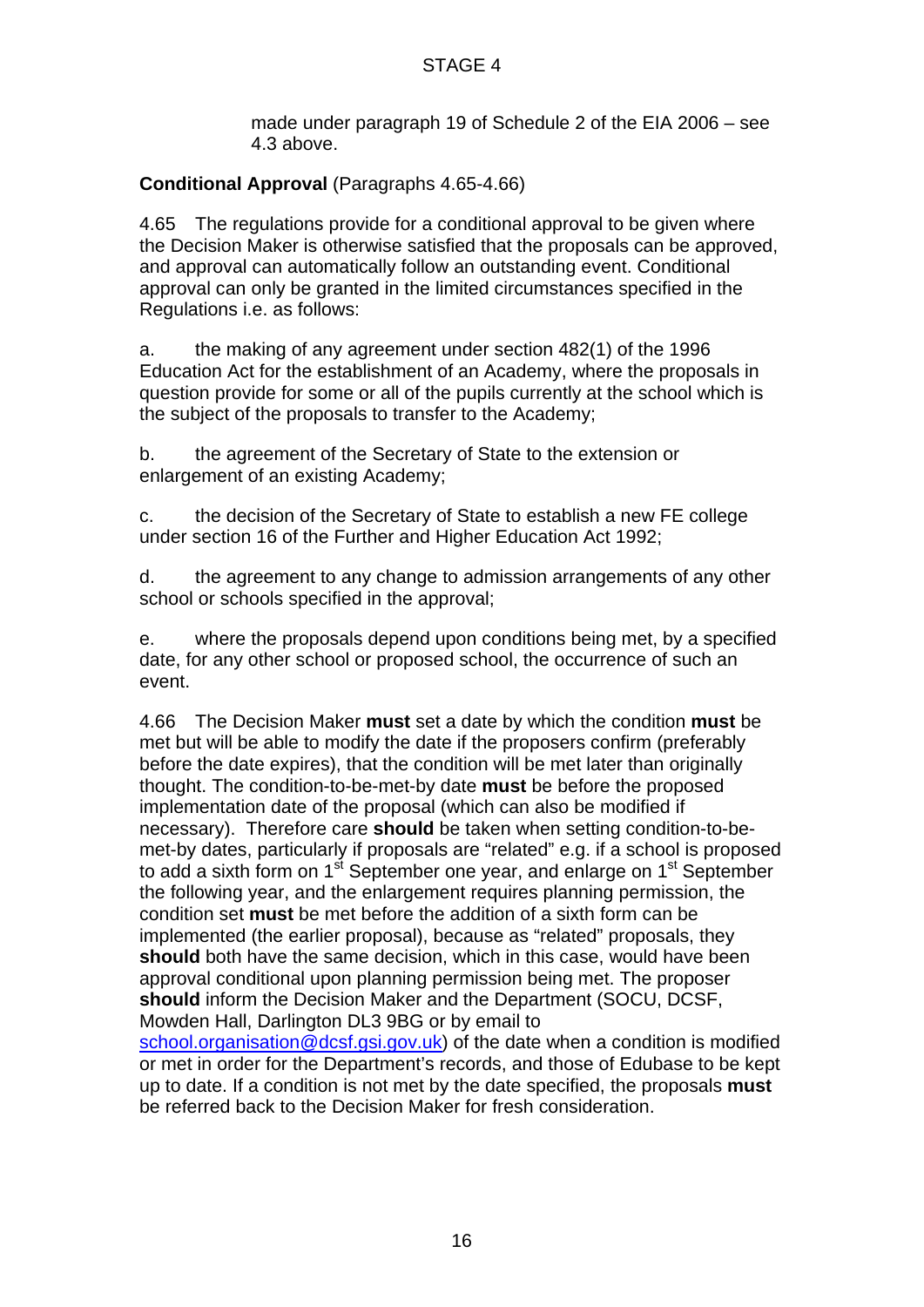made under paragraph 19 of Schedule 2 of the EIA 2006 – see 4.3 above.

**Conditional Approval** (Paragraphs 4.65-4.66)

4.65 The regulations provide for a conditional approval to be given where the Decision Maker is otherwise satisfied that the proposals can be approved, and approval can automatically follow an outstanding event. Conditional approval can only be granted in the limited circumstances specified in the Regulations i.e. as follows:

a. the making of any agreement under section 482(1) of the 1996 Education Act for the establishment of an Academy, where the proposals in question provide for some or all of the pupils currently at the school which is the subject of the proposals to transfer to the Academy;

b. the agreement of the Secretary of State to the extension or enlargement of an existing Academy;

c. the decision of the Secretary of State to establish a new FE college under section 16 of the Further and Higher Education Act 1992;

d. the agreement to any change to admission arrangements of any other school or schools specified in the approval;

e. where the proposals depend upon conditions being met, by a specified date, for any other school or proposed school, the occurrence of such an event.

4.66 The Decision Maker **must** set a date by which the condition **must** be met but will be able to modify the date if the proposers confirm (preferably before the date expires), that the condition will be met later than originally thought. The condition-to-be-met-by date **must** be before the proposed implementation date of the proposal (which can also be modified if necessary). Therefore care **should** be taken when setting condition-to-be-met-by dates, particularly if proposals are "related" e.g. if a school is proposed to add a sixth form on 1st September one year, and enlarge on 1st September the following year, and the enlargement requires planning permission, the condition set **must** be met before the addition of a sixth form can be implemented (the earlier proposal), because as "related" proposals, they **should** both have the same decision, which in this case, would have been approval conditional upon planning permission being met. The proposer **should** inform the Decision Maker and the Department (SOCU, DCSF, Mowden Hall, Darlington DL3 9BG or by email to school.organisation@dcsf.gsi.gov.uk) of the date when a condition is modified or met in order for the Department's records, and those of Edubase to be kept up to date. If a condition is not met by the date specified, the proposals **must** be referred back to the Decision Maker for fresh consideration.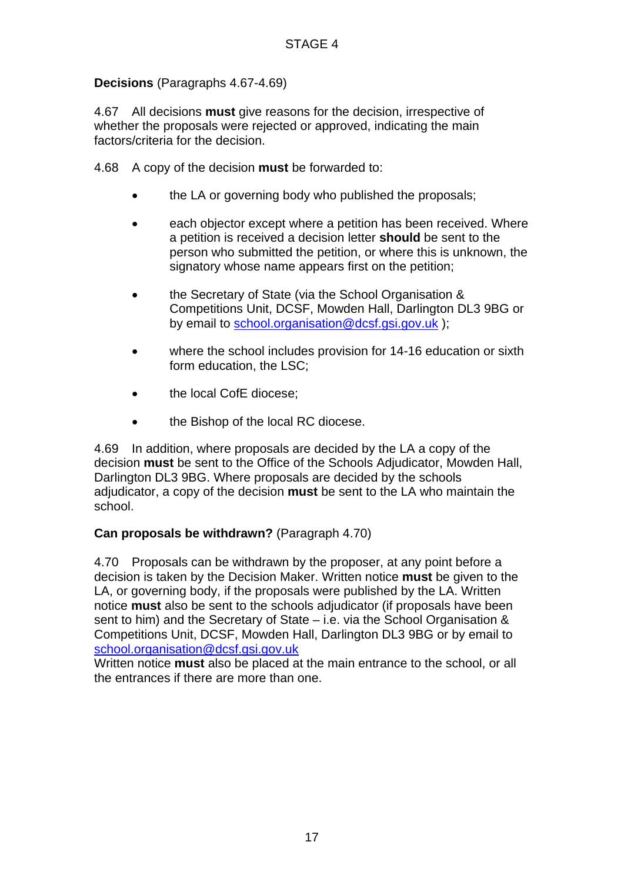## STAGE 4

**Decisions** (Paragraphs 4.67-4.69)

4.67 All decisions **must** give reasons for the decision, irrespective of whether the proposals were rejected or approved, indicating the main factors/criteria for the decision.

4.68 A copy of the decision **must** be forwarded to:

- the LA or governing body who published the proposals;
- each objector except where a petition has been received. Where a petition is received a decision letter **should** be sent to the person who submitted the petition, or where this is unknown, the signatory whose name appears first on the petition;
- the Secretary of State (via the School Organisation & Competitions Unit, DCSF, Mowden Hall, Darlington DL3 9BG or by email to school.organisation@dcsf.gsi.gov.uk );
- where the school includes provision for 14-16 education or sixth form education, the LSC;
- the local CofE diocese;
- the Bishop of the local RC diocese.

4.69 In addition, where proposals are decided by the LA a copy of the decision **must** be sent to the Office of the Schools Adjudicator, Mowden Hall, Darlington DL3 9BG. Where proposals are decided by the schools adjudicator, a copy of the decision **must** be sent to the LA who maintain the school.

**Can proposals be withdrawn?** (Paragraph 4.70)

4.70 Proposals can be withdrawn by the proposer, at any point before a decision is taken by the Decision Maker. Written notice **must** be given to the LA, or governing body, if the proposals were published by the LA. Written notice **must** also be sent to the schools adjudicator (if proposals have been sent to him) and the Secretary of State – i.e. via the School Organisation & Competitions Unit, DCSF, Mowden Hall, Darlington DL3 9BG or by email to school.organisation@dcsf.gsi.gov.uk
Written notice **must** also be placed at the main entrance to the school, or all the entrances if there are more than one.